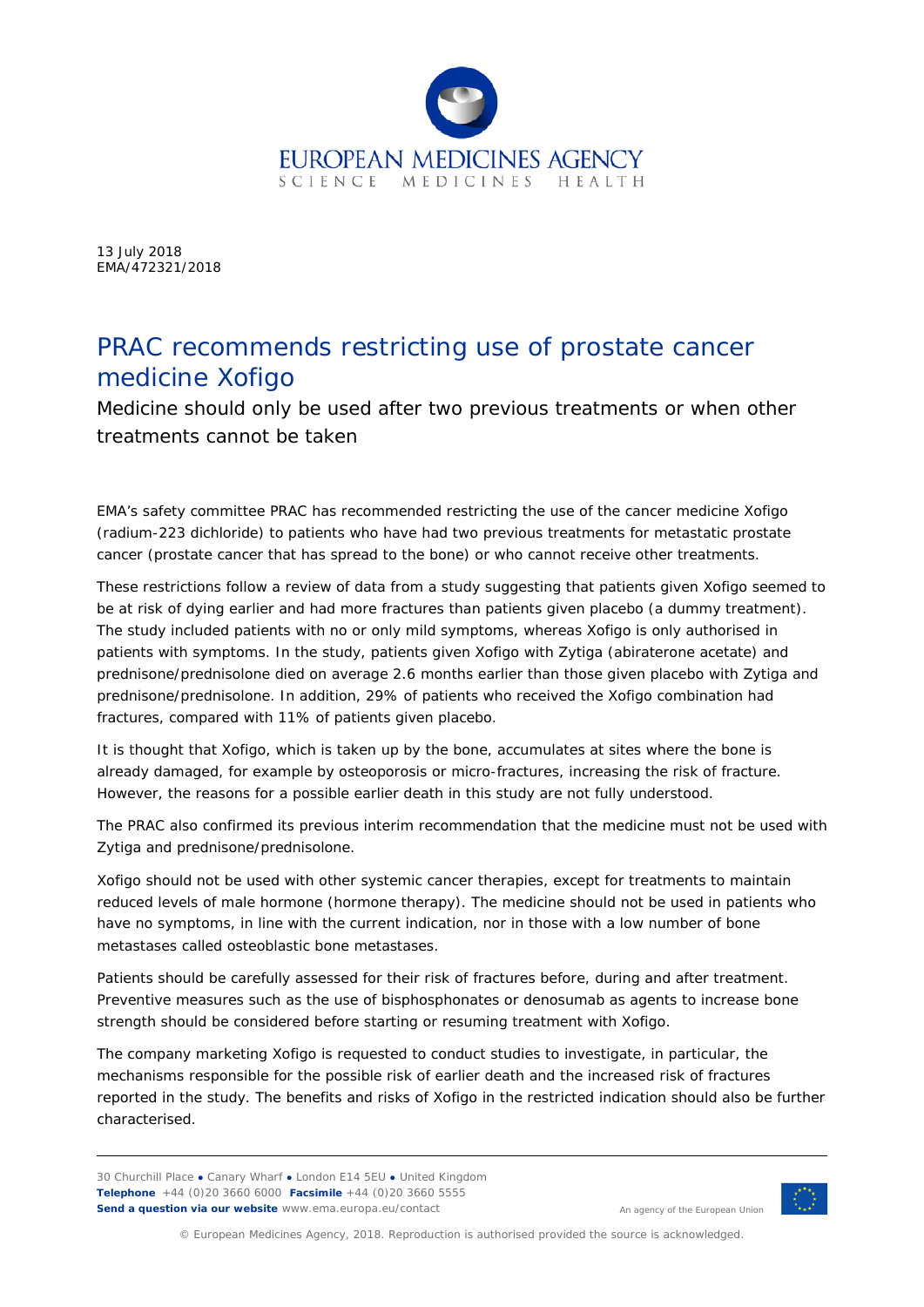EUROPEAN MEDICINES AGENCY
SCIENCE MEDICINES HEALTH

13 July 2018
EMA/472321/2018

# PRAC recommends restricting use of prostate cancer medicine Xofigo

## Medicine should only be used after two previous treatments or when other treatments cannot be taken

EMA's safety committee PRAC has recommended restricting the use of the cancer medicine Xofigo (radium-223 dichloride) to patients who have had two previous treatments for metastatic prostate cancer (prostate cancer that has spread to the bone) or who cannot receive other treatments.

These restrictions follow a review of data from a study suggesting that patients given Xofigo seemed to be at risk of dying earlier and had more fractures than patients given placebo (a dummy treatment). The study included patients with no or only mild symptoms, whereas Xofigo is only authorised in patients with symptoms. In the study, patients given Xofigo with Zytiga (abiraterone acetate) and prednisone/prednisolone died on average 2.6 months earlier than those given placebo with Zytiga and prednisone/prednisolone. In addition, 29% of patients who received the Xofigo combination had fractures, compared with 11% of patients given placebo.

It is thought that Xofigo, which is taken up by the bone, accumulates at sites where the bone is already damaged, for example by osteoporosis or micro-fractures, increasing the risk of fracture. However, the reasons for a possible earlier death in this study are not fully understood.

The PRAC also confirmed its previous interim recommendation that the medicine must not be used with Zytiga and prednisone/prednisolone.

Xofigo should not be used with other systemic cancer therapies, except for treatments to maintain reduced levels of male hormone (hormone therapy). The medicine should not be used in patients who have no symptoms, in line with the current indication, nor in those with a low number of bone metastases called osteoblastic bone metastases.

Patients should be carefully assessed for their risk of fractures before, during and after treatment. Preventive measures such as the use of bisphosphonates or denosumab as agents to increase bone strength should be considered before starting or resuming treatment with Xofigo.

The company marketing Xofigo is requested to conduct studies to investigate, in particular, the mechanisms responsible for the possible risk of earlier death and the increased risk of fractures reported in the study. The benefits and risks of Xofigo in the restricted indication should also be further characterised.

30 Churchill Place ● Canary Wharf ● London E14 5EU ● United Kingdom
**Telephone** +44 (0)20 3660 6000 **Facsimile** +44 (0)20 3660 5555
**Send a question via our website** www.ema.europa.eu/contact

An agency of the European Union

© European Medicines Agency, 2018. Reproduction is authorised provided the source is acknowledged.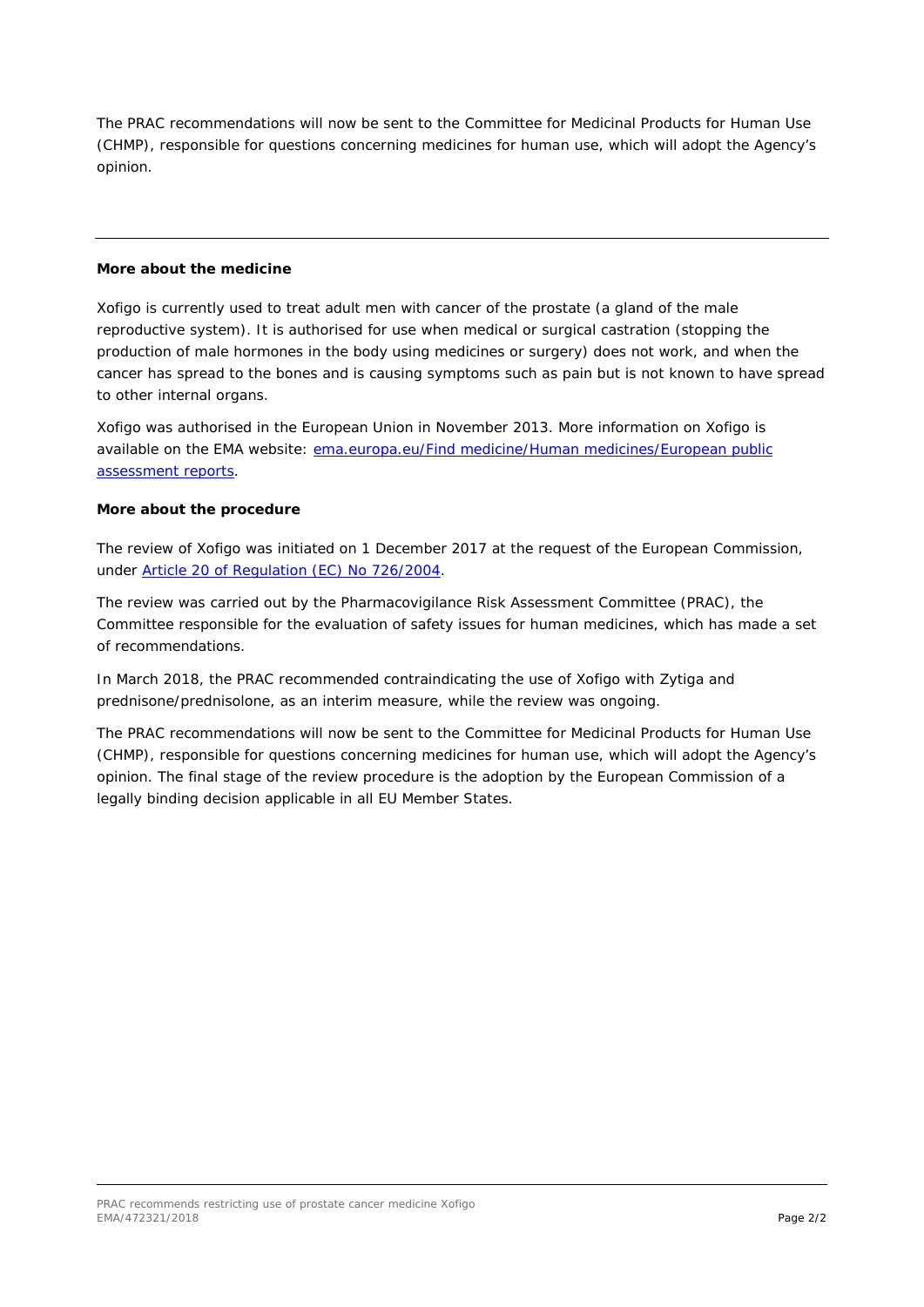The PRAC recommendations will now be sent to the Committee for Medicinal Products for Human Use (CHMP), responsible for questions concerning medicines for human use, which will adopt the Agency's opinion.

---

**More about the medicine**

Xofigo is currently used to treat adult men with cancer of the prostate (a gland of the male reproductive system). It is authorised for use when medical or surgical castration (stopping the production of male hormones in the body using medicines or surgery) does not work, and when the cancer has spread to the bones and is causing symptoms such as pain but is not known to have spread to other internal organs.

Xofigo was authorised in the European Union in November 2013. More information on Xofigo is available on the EMA website: [ema.europa.eu/Find medicine/Human medicines/European public assessment reports]().

**More about the procedure**

The review of Xofigo was initiated on 1 December 2017 at the request of the European Commission, under [Article 20 of Regulation (EC) No 726/2004]().

The review was carried out by the Pharmacovigilance Risk Assessment Committee (PRAC), the Committee responsible for the evaluation of safety issues for human medicines, which has made a set of recommendations.

In March 2018, the PRAC recommended contraindicating the use of Xofigo with Zytiga and prednisone/prednisolone, as an interim measure, while the review was ongoing.

The PRAC recommendations will now be sent to the Committee for Medicinal Products for Human Use (CHMP), responsible for questions concerning medicines for human use, which will adopt the Agency's opinion. The final stage of the review procedure is the adoption by the European Commission of a legally binding decision applicable in all EU Member States.